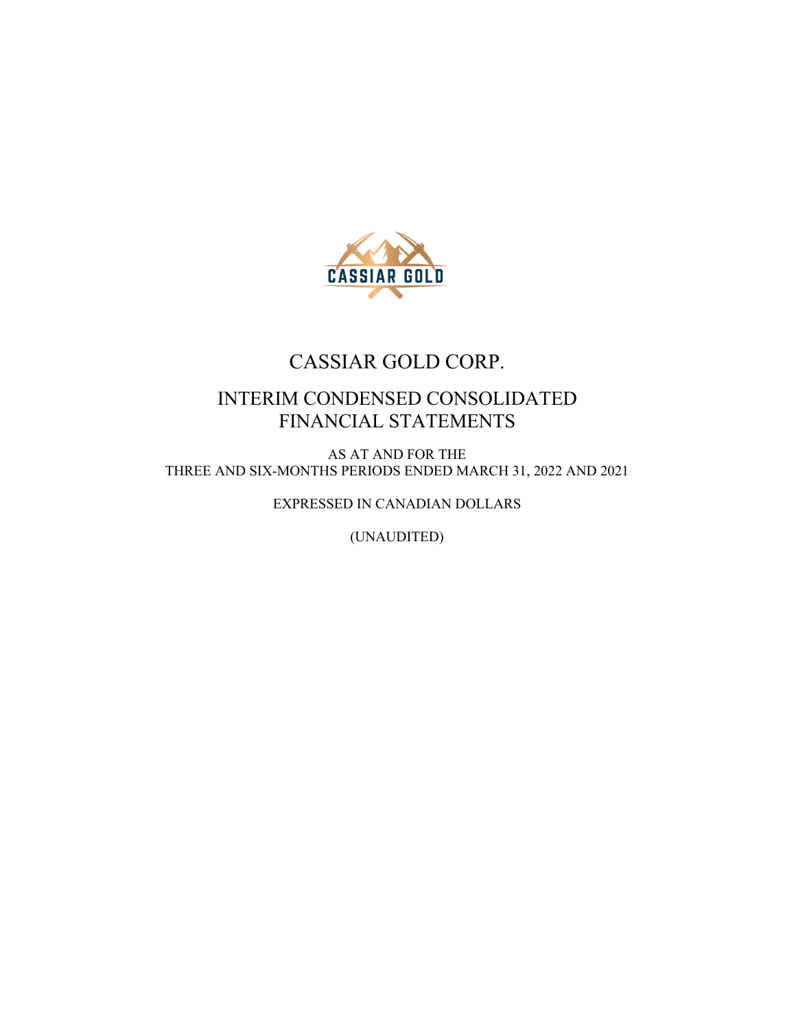# CASSIAR GOLD CORP.

## INTERIM CONDENSED CONSOLIDATED FINANCIAL STATEMENTS

AS AT AND FOR THE
THREE AND SIX-MONTHS PERIODS ENDED MARCH 31, 2022 AND 2021

EXPRESSED IN CANADIAN DOLLARS

(UNAUDITED)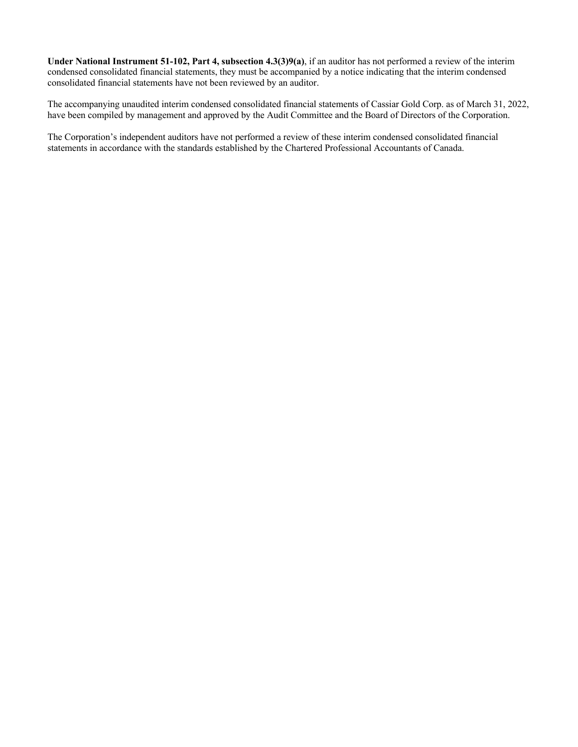**Under National Instrument 51-102, Part 4, subsection 4.3(3)9(a)**, if an auditor has not performed a review of the interim condensed consolidated financial statements, they must be accompanied by a notice indicating that the interim condensed consolidated financial statements have not been reviewed by an auditor.

The accompanying unaudited interim condensed consolidated financial statements of Cassiar Gold Corp. as of March 31, 2022, have been compiled by management and approved by the Audit Committee and the Board of Directors of the Corporation.

The Corporation's independent auditors have not performed a review of these interim condensed consolidated financial statements in accordance with the standards established by the Chartered Professional Accountants of Canada.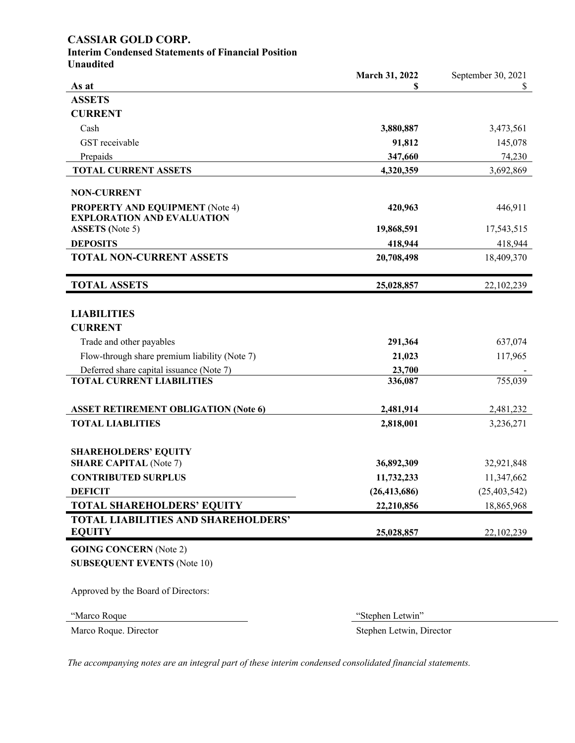# CASSIAR GOLD CORP.

## Interim Condensed Statements of Financial Position

**Unaudited**

| As at | March 31, 2022<br>$ | September 30, 2021<br>$ |
|---|---|---|
| **ASSETS** | | |
| **CURRENT** | | |
| Cash | **3,880,887** | 3,473,561 |
| GST receivable | **91,812** | 145,078 |
| Prepaids | **347,660** | 74,230 |
| **TOTAL CURRENT ASSETS** | **4,320,359** | 3,692,869 |
| **NON-CURRENT** | | |
| **PROPERTY AND EQUIPMENT** (Note 4) | **420,963** | 446,911 |
| **EXPLORATION AND EVALUATION ASSETS (**Note 5) | **19,868,591** | 17,543,515 |
| **DEPOSITS** | **418,944** | 418,944 |
| **TOTAL NON-CURRENT ASSETS** | **20,708,498** | 18,409,370 |
| **TOTAL ASSETS** | **25,028,857** | 22,102,239 |
| **LIABILITIES** | | |
| **CURRENT** | | |
| Trade and other payables | **291,364** | 637,074 |
| Flow-through share premium liability (Note 7) | **21,023** | 117,965 |
| Deferred share capital issuance (Note 7) | **23,700** | - |
| **TOTAL CURRENT LIABILITIES** | **336,087** | 755,039 |
| **ASSET RETIREMENT OBLIGATION (Note 6)** | **2,481,914** | 2,481,232 |
| **TOTAL LIABLITIES** | **2,818,001** | 3,236,271 |
| **SHAREHOLDERS' EQUITY** | | |
| **SHARE CAPITAL** (Note 7) | **36,892,309** | 32,921,848 |
| **CONTRIBUTED SURPLUS** | **11,732,233** | 11,347,662 |
| **DEFICIT** | **(26,413,686)** | (25,403,542) |
| **TOTAL SHAREHOLDERS' EQUITY** | **22,210,856** | 18,865,968 |
| **TOTAL LIABILITIES AND SHAREHOLDERS' EQUITY** | **25,028,857** | 22,102,239 |

**GOING CONCERN** (Note 2)

**SUBSEQUENT EVENTS** (Note 10)

Approved by the Board of Directors:

| "Marco Roque | "Stephen Letwin" |
|---|---|
| Marco Roque. Director | Stephen Letwin, Director |

*The accompanying notes are an integral part of these interim condensed consolidated financial statements.*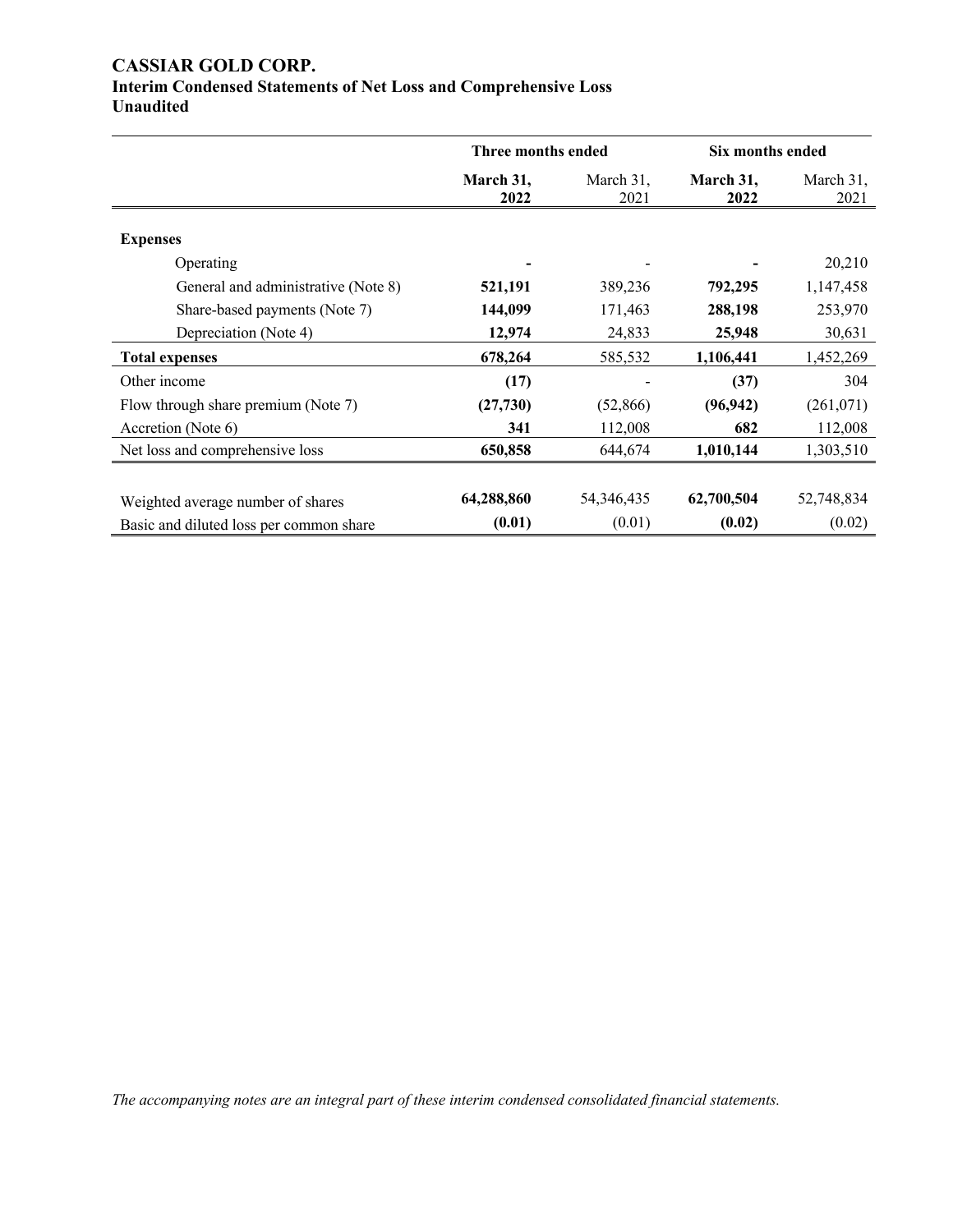# CASSIAR GOLD CORP.
## Interim Condensed Statements of Net Loss and Comprehensive Loss
### Unaudited

| | Three months ended | | Six months ended | |
|---|---|---|---|---|
| | **March 31, 2022** | March 31, 2021 | **March 31, 2022** | March 31, 2021 |
| **Expenses** | | | | |
| Operating | **-** | - | **-** | 20,210 |
| General and administrative (Note 8) | **521,191** | 389,236 | **792,295** | 1,147,458 |
| Share-based payments (Note 7) | **144,099** | 171,463 | **288,198** | 253,970 |
| Depreciation (Note 4) | **12,974** | 24,833 | **25,948** | 30,631 |
| **Total expenses** | **678,264** | 585,532 | **1,106,441** | 1,452,269 |
| Other income | **(17)** | - | **(37)** | 304 |
| Flow through share premium (Note 7) | **(27,730)** | (52,866) | **(96,942)** | (261,071) |
| Accretion (Note 6) | **341** | 112,008 | **682** | 112,008 |
| Net loss and comprehensive loss | **650,858** | 644,674 | **1,010,144** | 1,303,510 |
| | | | | |
| Weighted average number of shares | **64,288,860** | 54,346,435 | **62,700,504** | 52,748,834 |
| Basic and diluted loss per common share | **(0.01)** | (0.01) | **(0.02)** | (0.02) |

*The accompanying notes are an integral part of these interim condensed consolidated financial statements.*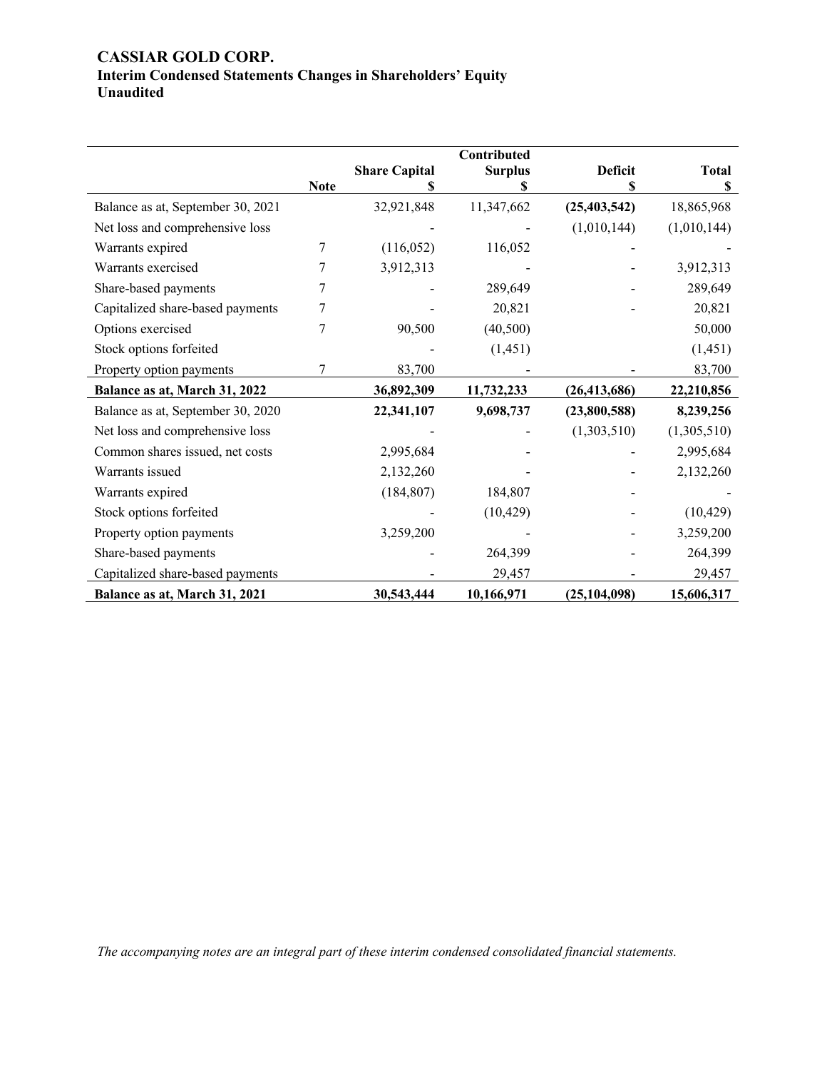# CASSIAR GOLD CORP.
## Interim Condensed Statements Changes in Shareholders' Equity
## Unaudited

| | Note | Share Capital<br>$ | Contributed Surplus<br>$ | Deficit<br>$ | Total<br>$ |
|---|---|---|---|---|---|
| Balance as at, September 30, 2021 | | 32,921,848 | 11,347,662 | **(25,403,542)** | 18,865,968 |
| Net loss and comprehensive loss | | - | - | (1,010,144) | (1,010,144) |
| Warrants expired | 7 | (116,052) | 116,052 | - | - |
| Warrants exercised | 7 | 3,912,313 | - | - | 3,912,313 |
| Share-based payments | 7 | - | 289,649 | - | 289,649 |
| Capitalized share-based payments | 7 | - | 20,821 | - | 20,821 |
| Options exercised | 7 | 90,500 | (40,500) | | 50,000 |
| Stock options forfeited | | - | (1,451) | | (1,451) |
| Property option payments | 7 | 83,700 | - | - | 83,700 |
| **Balance as at, March 31, 2022** | | **36,892,309** | **11,732,233** | **(26,413,686)** | **22,210,856** |
| Balance as at, September 30, 2020 | | **22,341,107** | **9,698,737** | **(23,800,588)** | **8,239,256** |
| Net loss and comprehensive loss | | - | - | (1,303,510) | (1,305,510) |
| Common shares issued, net costs | | 2,995,684 | - | - | 2,995,684 |
| Warrants issued | | 2,132,260 | - | - | 2,132,260 |
| Warrants expired | | (184,807) | 184,807 | - | - |
| Stock options forfeited | | - | (10,429) | - | (10,429) |
| Property option payments | | 3,259,200 | - | - | 3,259,200 |
| Share-based payments | | - | 264,399 | - | 264,399 |
| Capitalized share-based payments | | - | 29,457 | - | 29,457 |
| **Balance as at, March 31, 2021** | | **30,543,444** | **10,166,971** | **(25,104,098)** | **15,606,317** |

*The accompanying notes are an integral part of these interim condensed consolidated financial statements.*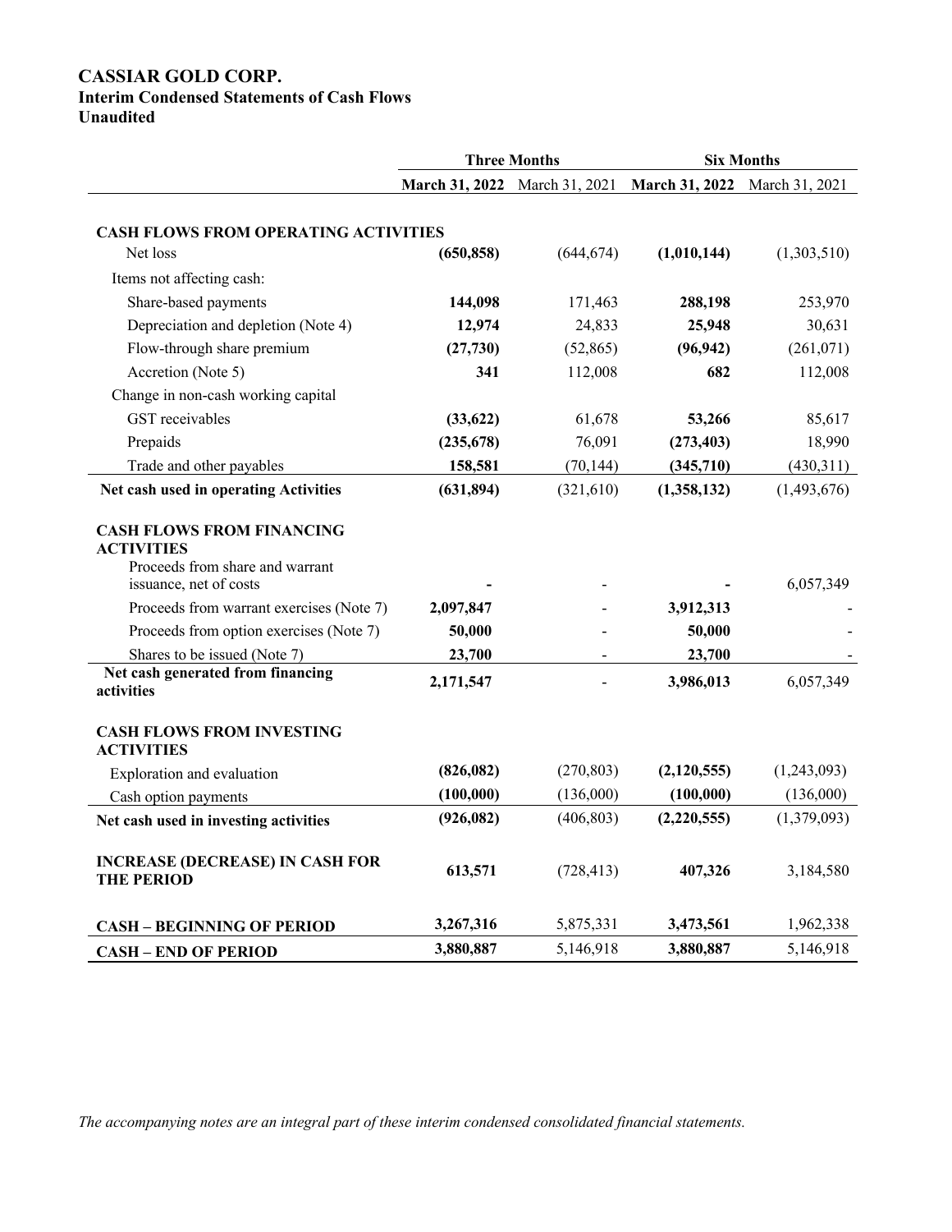# CASSIAR GOLD CORP.
## Interim Condensed Statements of Cash Flows
### Unaudited

| | Three Months | | Six Months | |
|---|---|---|---|---|
| | **March 31, 2022** | March 31, 2021 | **March 31, 2022** | March 31, 2021 |
| **CASH FLOWS FROM OPERATING ACTIVITIES** | | | | |
| Net loss | **(650,858)** | (644,674) | **(1,010,144)** | (1,303,510) |
| Items not affecting cash: | | | | |
| Share-based payments | **144,098** | 171,463 | **288,198** | 253,970 |
| Depreciation and depletion (Note 4) | **12,974** | 24,833 | **25,948** | 30,631 |
| Flow-through share premium | **(27,730)** | (52,865) | **(96,942)** | (261,071) |
| Accretion (Note 5) | **341** | 112,008 | **682** | 112,008 |
| Change in non-cash working capital | | | | |
| GST receivables | **(33,622)** | 61,678 | **53,266** | 85,617 |
| Prepaids | **(235,678)** | 76,091 | **(273,403)** | 18,990 |
| Trade and other payables | **158,581** | (70,144) | **(345,710)** | (430,311) |
| **Net cash used in operating Activities** | **(631,894)** | (321,610) | **(1,358,132)** | (1,493,676) |
| **CASH FLOWS FROM FINANCING ACTIVITIES** | | | | |
| Proceeds from share and warrant issuance, net of costs | **-** | - | **-** | 6,057,349 |
| Proceeds from warrant exercises (Note 7) | **2,097,847** | - | **3,912,313** | - |
| Proceeds from option exercises (Note 7) | **50,000** | - | **50,000** | - |
| Shares to be issued (Note 7) | **23,700** | - | **23,700** | - |
| **Net cash generated from financing activities** | **2,171,547** | - | **3,986,013** | 6,057,349 |
| **CASH FLOWS FROM INVESTING ACTIVITIES** | | | | |
| Exploration and evaluation | **(826,082)** | (270,803) | **(2,120,555)** | (1,243,093) |
| Cash option payments | **(100,000)** | (136,000) | **(100,000)** | (136,000) |
| **Net cash used in investing activities** | **(926,082)** | (406,803) | **(2,220,555)** | (1,379,093) |
| **INCREASE (DECREASE) IN CASH FOR THE PERIOD** | **613,571** | (728,413) | **407,326** | 3,184,580 |
| **CASH – BEGINNING OF PERIOD** | **3,267,316** | 5,875,331 | **3,473,561** | 1,962,338 |
| **CASH – END OF PERIOD** | **3,880,887** | 5,146,918 | **3,880,887** | 5,146,918 |

*The accompanying notes are an integral part of these interim condensed consolidated financial statements.*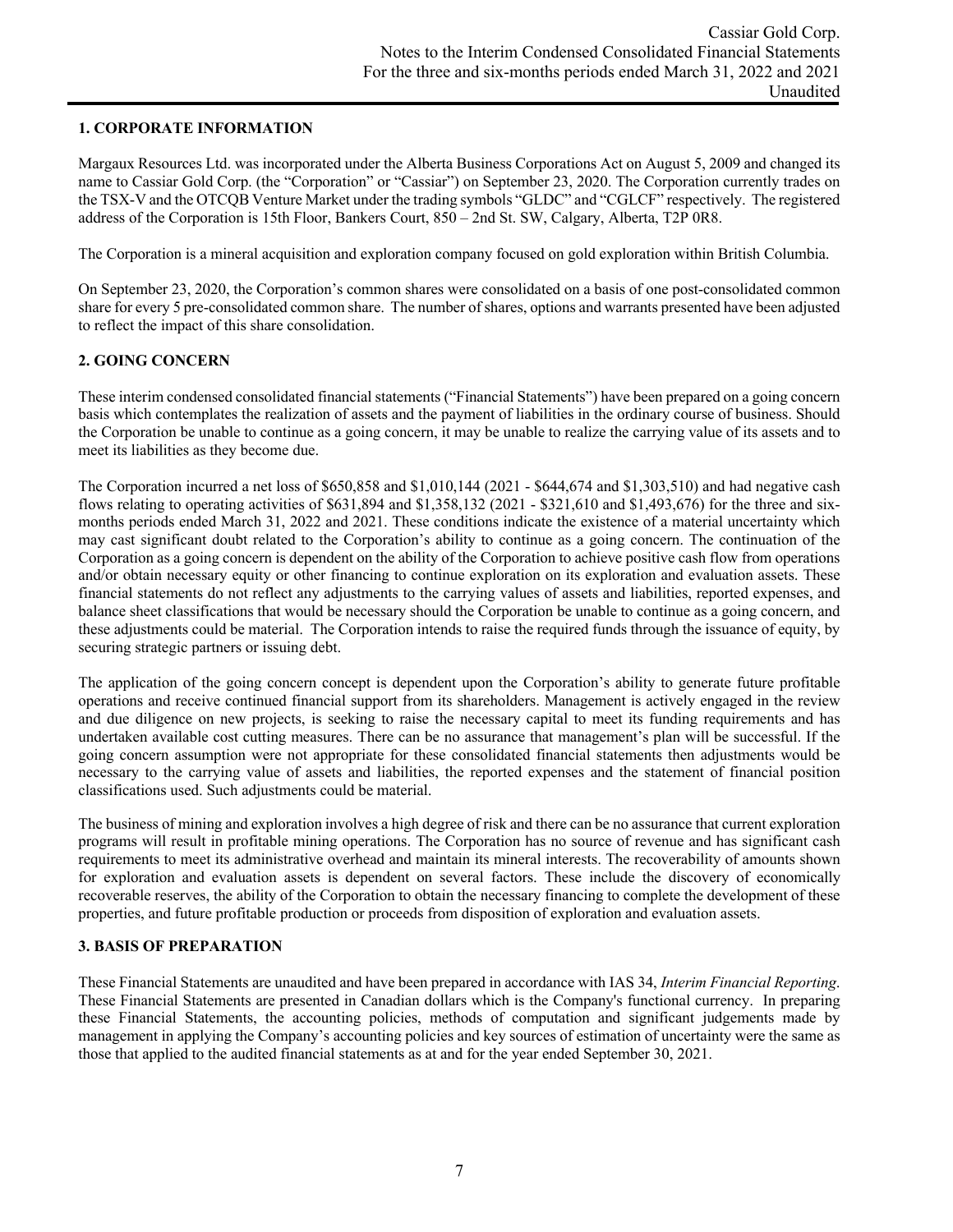## 1. CORPORATE INFORMATION

Margaux Resources Ltd. was incorporated under the Alberta Business Corporations Act on August 5, 2009 and changed its name to Cassiar Gold Corp. (the "Corporation" or "Cassiar") on September 23, 2020. The Corporation currently trades on the TSX-V and the OTCQB Venture Market under the trading symbols "GLDC" and "CGLCF" respectively. The registered address of the Corporation is 15th Floor, Bankers Court, 850 – 2nd St. SW, Calgary, Alberta, T2P 0R8.

The Corporation is a mineral acquisition and exploration company focused on gold exploration within British Columbia.

On September 23, 2020, the Corporation's common shares were consolidated on a basis of one post-consolidated common share for every 5 pre-consolidated common share. The number of shares, options and warrants presented have been adjusted to reflect the impact of this share consolidation.

## 2. GOING CONCERN

These interim condensed consolidated financial statements ("Financial Statements") have been prepared on a going concern basis which contemplates the realization of assets and the payment of liabilities in the ordinary course of business. Should the Corporation be unable to continue as a going concern, it may be unable to realize the carrying value of its assets and to meet its liabilities as they become due.

The Corporation incurred a net loss of $650,858 and $1,010,144 (2021 - $644,674 and $1,303,510) and had negative cash flows relating to operating activities of $631,894 and $1,358,132 (2021 - $321,610 and $1,493,676) for the three and six-months periods ended March 31, 2022 and 2021. These conditions indicate the existence of a material uncertainty which may cast significant doubt related to the Corporation's ability to continue as a going concern. The continuation of the Corporation as a going concern is dependent on the ability of the Corporation to achieve positive cash flow from operations and/or obtain necessary equity or other financing to continue exploration on its exploration and evaluation assets. These financial statements do not reflect any adjustments to the carrying values of assets and liabilities, reported expenses, and balance sheet classifications that would be necessary should the Corporation be unable to continue as a going concern, and these adjustments could be material. The Corporation intends to raise the required funds through the issuance of equity, by securing strategic partners or issuing debt.

The application of the going concern concept is dependent upon the Corporation's ability to generate future profitable operations and receive continued financial support from its shareholders. Management is actively engaged in the review and due diligence on new projects, is seeking to raise the necessary capital to meet its funding requirements and has undertaken available cost cutting measures. There can be no assurance that management's plan will be successful. If the going concern assumption were not appropriate for these consolidated financial statements then adjustments would be necessary to the carrying value of assets and liabilities, the reported expenses and the statement of financial position classifications used. Such adjustments could be material.

The business of mining and exploration involves a high degree of risk and there can be no assurance that current exploration programs will result in profitable mining operations. The Corporation has no source of revenue and has significant cash requirements to meet its administrative overhead and maintain its mineral interests. The recoverability of amounts shown for exploration and evaluation assets is dependent on several factors. These include the discovery of economically recoverable reserves, the ability of the Corporation to obtain the necessary financing to complete the development of these properties, and future profitable production or proceeds from disposition of exploration and evaluation assets.

## 3. BASIS OF PREPARATION

These Financial Statements are unaudited and have been prepared in accordance with IAS 34, *Interim Financial Reporting*. These Financial Statements are presented in Canadian dollars which is the Company's functional currency. In preparing these Financial Statements, the accounting policies, methods of computation and significant judgements made by management in applying the Company's accounting policies and key sources of estimation of uncertainty were the same as those that applied to the audited financial statements as at and for the year ended September 30, 2021.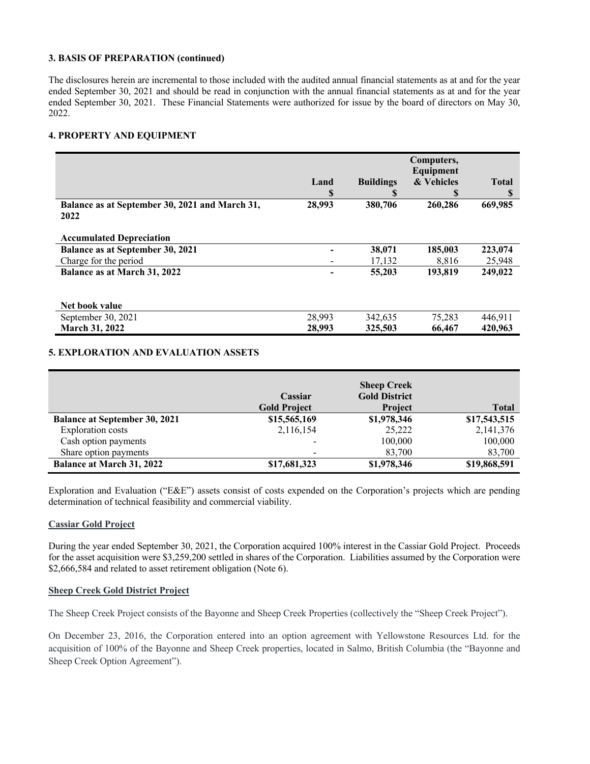**3. BASIS OF PREPARATION (continued)**

The disclosures herein are incremental to those included with the audited annual financial statements as at and for the year ended September 30, 2021 and should be read in conjunction with the annual financial statements as at and for the year ended September 30, 2021. These Financial Statements were authorized for issue by the board of directors on May 30, 2022.

**4. PROPERTY AND EQUIPMENT**

| | Land<br>$ | Buildings<br>$ | Computers, Equipment & Vehicles<br>$ | Total<br>$ |
|---|---|---|---|---|
| **Balance as at September 30, 2021 and March 31, 2022** | **28,993** | **380,706** | **260,286** | **669,985** |
| | | | | |
| **Accumulated Depreciation** | | | | |
| **Balance as at September 30, 2021** | **-** | **38,071** | **185,003** | **223,074** |
| Charge for the period | - | 17,132 | 8,816 | 25,948 |
| **Balance as at March 31, 2022** | **-** | **55,203** | **193,819** | **249,022** |
| | | | | |
| **Net book value** | | | | |
| September 30, 2021 | 28,993 | 342,635 | 75,283 | 446,911 |
| **March 31, 2022** | **28,993** | **325,503** | **66,467** | **420,963** |

**5. EXPLORATION AND EVALUATION ASSETS**

| | Cassiar Gold Project | Sheep Creek Gold District Project | Total |
|---|---|---|---|
| **Balance at September 30, 2021** | **$15,565,169** | **$1,978,346** | **$17,543,515** |
| Exploration costs | 2,116,154 | 25,222 | 2,141,376 |
| Cash option payments | - | 100,000 | 100,000 |
| Share option payments | - | 83,700 | 83,700 |
| **Balance at March 31, 2022** | **$17,681,323** | **$1,978,346** | **$19,868,591** |

Exploration and Evaluation ("E&E") assets consist of costs expended on the Corporation's projects which are pending determination of technical feasibility and commercial viability.

**Cassiar Gold Project**

During the year ended September 30, 2021, the Corporation acquired 100% interest in the Cassiar Gold Project. Proceeds for the asset acquisition were $3,259,200 settled in shares of the Corporation. Liabilities assumed by the Corporation were $2,666,584 and related to asset retirement obligation (Note 6).

**Sheep Creek Gold District Project**

The Sheep Creek Project consists of the Bayonne and Sheep Creek Properties (collectively the "Sheep Creek Project").

On December 23, 2016, the Corporation entered into an option agreement with Yellowstone Resources Ltd. for the acquisition of 100% of the Bayonne and Sheep Creek properties, located in Salmo, British Columbia (the "Bayonne and Sheep Creek Option Agreement").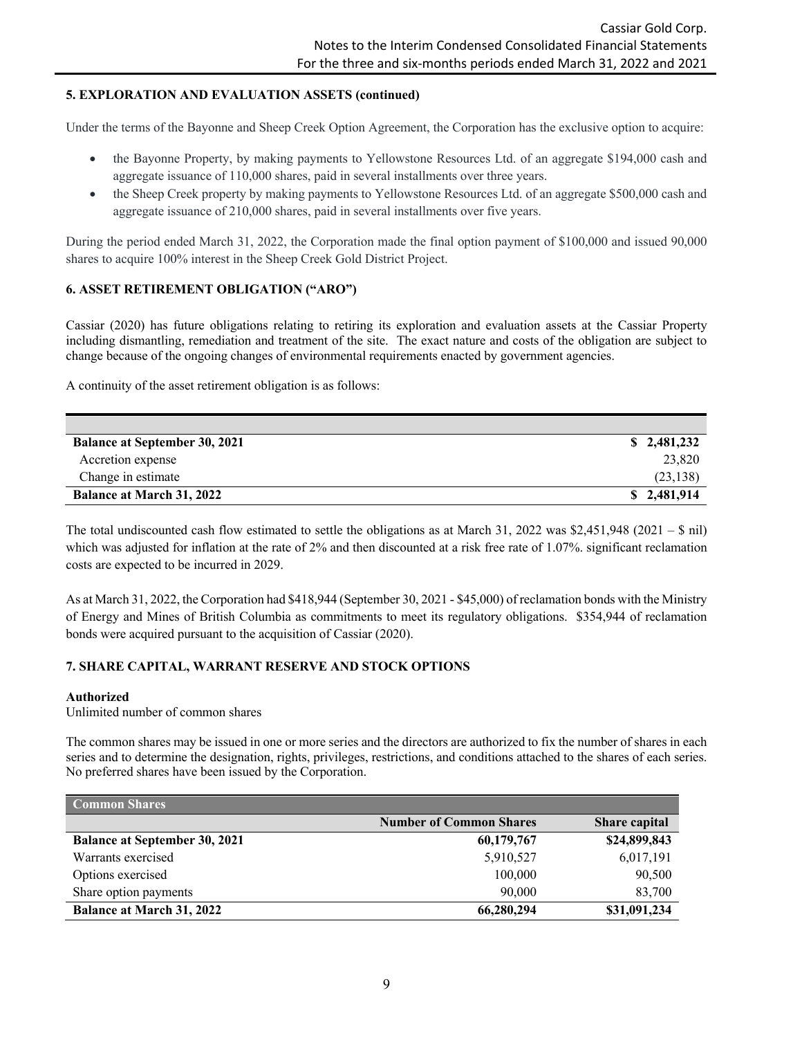### 5. EXPLORATION AND EVALUATION ASSETS (continued)

Under the terms of the Bayonne and Sheep Creek Option Agreement, the Corporation has the exclusive option to acquire:

- the Bayonne Property, by making payments to Yellowstone Resources Ltd. of an aggregate $194,000 cash and aggregate issuance of 110,000 shares, paid in several installments over three years.
- the Sheep Creek property by making payments to Yellowstone Resources Ltd. of an aggregate $500,000 cash and aggregate issuance of 210,000 shares, paid in several installments over five years.

During the period ended March 31, 2022, the Corporation made the final option payment of $100,000 and issued 90,000 shares to acquire 100% interest in the Sheep Creek Gold District Project.

### 6. ASSET RETIREMENT OBLIGATION ("ARO")

Cassiar (2020) has future obligations relating to retiring its exploration and evaluation assets at the Cassiar Property including dismantling, remediation and treatment of the site. The exact nature and costs of the obligation are subject to change because of the ongoing changes of environmental requirements enacted by government agencies.

A continuity of the asset retirement obligation is as follows:

| | |
|---|---|
| **Balance at September 30, 2021** | **$ 2,481,232** |
| Accretion expense | 23,820 |
| Change in estimate | (23,138) |
| **Balance at March 31, 2022** | **$ 2,481,914** |

The total undiscounted cash flow estimated to settle the obligations as at March 31, 2022 was $2,451,948 (2021 – $ nil) which was adjusted for inflation at the rate of 2% and then discounted at a risk free rate of 1.07%. significant reclamation costs are expected to be incurred in 2029.

As at March 31, 2022, the Corporation had $418,944 (September 30, 2021 - $45,000) of reclamation bonds with the Ministry of Energy and Mines of British Columbia as commitments to meet its regulatory obligations. $354,944 of reclamation bonds were acquired pursuant to the acquisition of Cassiar (2020).

### 7. SHARE CAPITAL, WARRANT RESERVE AND STOCK OPTIONS

**Authorized**
Unlimited number of common shares

The common shares may be issued in one or more series and the directors are authorized to fix the number of shares in each series and to determine the designation, rights, privileges, restrictions, and conditions attached to the shares of each series. No preferred shares have been issued by the Corporation.

| **Common Shares** | | |
|---|---|---|
| | **Number of Common Shares** | **Share capital** |
| **Balance at September 30, 2021** | **60,179,767** | **$24,899,843** |
| Warrants exercised | 5,910,527 | 6,017,191 |
| Options exercised | 100,000 | 90,500 |
| Share option payments | 90,000 | 83,700 |
| **Balance at March 31, 2022** | **66,280,294** | **$31,091,234** |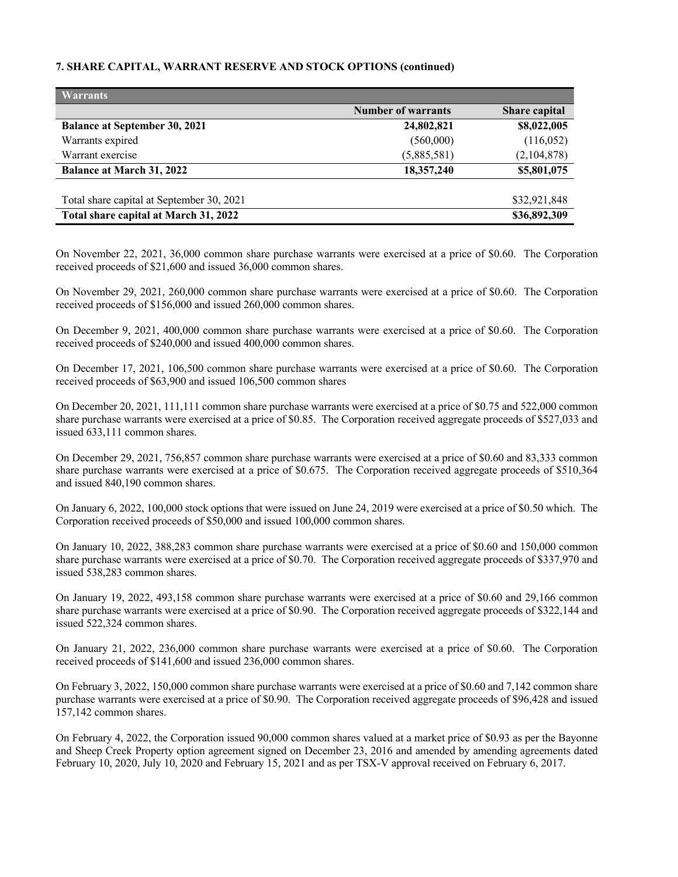**7. SHARE CAPITAL, WARRANT RESERVE AND STOCK OPTIONS (continued)**

| **Warrants** | | |
|---|---|---|
| | **Number of warrants** | **Share capital** |
| **Balance at September 30, 2021** | **24,802,821** | **$8,022,005** |
| Warrants expired | (560,000) | (116,052) |
| Warrant exercise | (5,885,581) | (2,104,878) |
| **Balance at March 31, 2022** | **18,357,240** | **$5,801,075** |
| | | |
| Total share capital at September 30, 2021 | | $32,921,848 |
| **Total share capital at March 31, 2022** | | **$36,892,309** |

On November 22, 2021, 36,000 common share purchase warrants were exercised at a price of $0.60. The Corporation received proceeds of $21,600 and issued 36,000 common shares.

On November 29, 2021, 260,000 common share purchase warrants were exercised at a price of $0.60. The Corporation received proceeds of $156,000 and issued 260,000 common shares.

On December 9, 2021, 400,000 common share purchase warrants were exercised at a price of $0.60. The Corporation received proceeds of $240,000 and issued 400,000 common shares.

On December 17, 2021, 106,500 common share purchase warrants were exercised at a price of $0.60. The Corporation received proceeds of $63,900 and issued 106,500 common shares

On December 20, 2021, 111,111 common share purchase warrants were exercised at a price of $0.75 and 522,000 common share purchase warrants were exercised at a price of $0.85. The Corporation received aggregate proceeds of $527,033 and issued 633,111 common shares.

On December 29, 2021, 756,857 common share purchase warrants were exercised at a price of $0.60 and 83,333 common share purchase warrants were exercised at a price of $0.675. The Corporation received aggregate proceeds of $510,364 and issued 840,190 common shares.

On January 6, 2022, 100,000 stock options that were issued on June 24, 2019 were exercised at a price of $0.50 which. The Corporation received proceeds of $50,000 and issued 100,000 common shares.

On January 10, 2022, 388,283 common share purchase warrants were exercised at a price of $0.60 and 150,000 common share purchase warrants were exercised at a price of $0.70. The Corporation received aggregate proceeds of $337,970 and issued 538,283 common shares.

On January 19, 2022, 493,158 common share purchase warrants were exercised at a price of $0.60 and 29,166 common share purchase warrants were exercised at a price of $0.90. The Corporation received aggregate proceeds of $322,144 and issued 522,324 common shares.

On January 21, 2022, 236,000 common share purchase warrants were exercised at a price of $0.60. The Corporation received proceeds of $141,600 and issued 236,000 common shares.

On February 3, 2022, 150,000 common share purchase warrants were exercised at a price of $0.60 and 7,142 common share purchase warrants were exercised at a price of $0.90. The Corporation received aggregate proceeds of $96,428 and issued 157,142 common shares.

On February 4, 2022, the Corporation issued 90,000 common shares valued at a market price of $0.93 as per the Bayonne and Sheep Creek Property option agreement signed on December 23, 2016 and amended by amending agreements dated February 10, 2020, July 10, 2020 and February 15, 2021 and as per TSX-V approval received on February 6, 2017.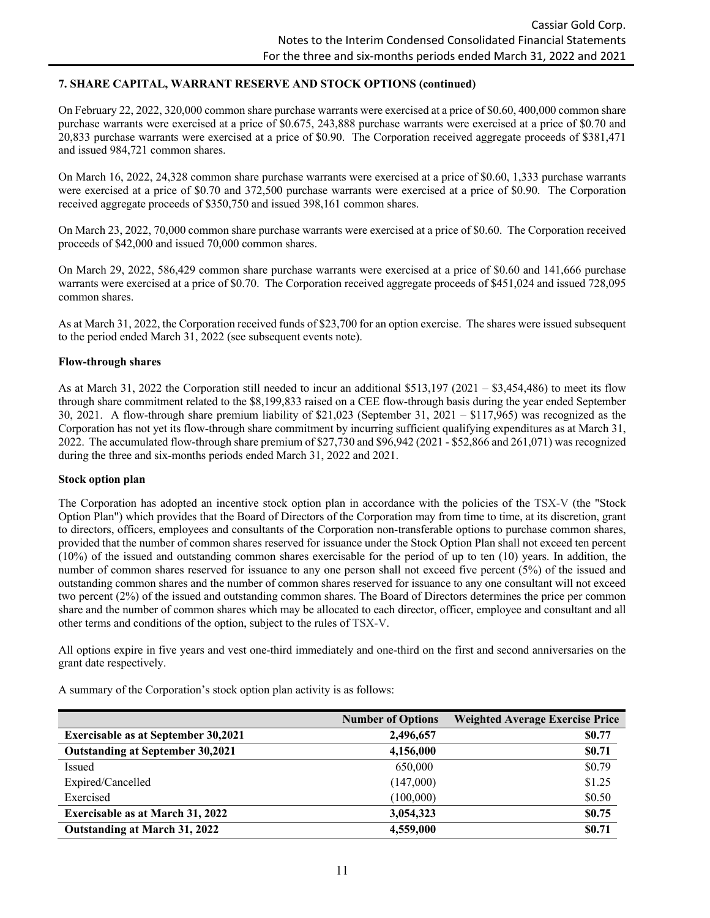### 7. SHARE CAPITAL, WARRANT RESERVE AND STOCK OPTIONS (continued)

On February 22, 2022, 320,000 common share purchase warrants were exercised at a price of $0.60, 400,000 common share purchase warrants were exercised at a price of $0.675, 243,888 purchase warrants were exercised at a price of $0.70 and 20,833 purchase warrants were exercised at a price of $0.90. The Corporation received aggregate proceeds of $381,471 and issued 984,721 common shares.

On March 16, 2022, 24,328 common share purchase warrants were exercised at a price of $0.60, 1,333 purchase warrants were exercised at a price of $0.70 and 372,500 purchase warrants were exercised at a price of $0.90. The Corporation received aggregate proceeds of $350,750 and issued 398,161 common shares.

On March 23, 2022, 70,000 common share purchase warrants were exercised at a price of $0.60. The Corporation received proceeds of $42,000 and issued 70,000 common shares.

On March 29, 2022, 586,429 common share purchase warrants were exercised at a price of $0.60 and 141,666 purchase warrants were exercised at a price of $0.70. The Corporation received aggregate proceeds of $451,024 and issued 728,095 common shares.

As at March 31, 2022, the Corporation received funds of $23,700 for an option exercise. The shares were issued subsequent to the period ended March 31, 2022 (see subsequent events note).

**Flow-through shares**

As at March 31, 2022 the Corporation still needed to incur an additional $513,197 (2021 – $3,454,486) to meet its flow through share commitment related to the $8,199,833 raised on a CEE flow-through basis during the year ended September 30, 2021. A flow-through share premium liability of $21,023 (September 31, 2021 – $117,965) was recognized as the Corporation has not yet its flow-through share commitment by incurring sufficient qualifying expenditures as at March 31, 2022. The accumulated flow-through share premium of $27,730 and $96,942 (2021 - $52,866 and 261,071) was recognized during the three and six-months periods ended March 31, 2022 and 2021.

**Stock option plan**

The Corporation has adopted an incentive stock option plan in accordance with the policies of the TSX-V (the "Stock Option Plan") which provides that the Board of Directors of the Corporation may from time to time, at its discretion, grant to directors, officers, employees and consultants of the Corporation non-transferable options to purchase common shares, provided that the number of common shares reserved for issuance under the Stock Option Plan shall not exceed ten percent (10%) of the issued and outstanding common shares exercisable for the period of up to ten (10) years. In addition, the number of common shares reserved for issuance to any one person shall not exceed five percent (5%) of the issued and outstanding common shares and the number of common shares reserved for issuance to any one consultant will not exceed two percent (2%) of the issued and outstanding common shares. The Board of Directors determines the price per common share and the number of common shares which may be allocated to each director, officer, employee and consultant and all other terms and conditions of the option, subject to the rules of TSX-V.

All options expire in five years and vest one-third immediately and one-third on the first and second anniversaries on the grant date respectively.

A summary of the Corporation's stock option plan activity is as follows:

| | Number of Options | Weighted Average Exercise Price |
|---|---|---|
| **Exercisable as at September 30,2021** | **2,496,657** | **$0.77** |
| **Outstanding at September 30,2021** | **4,156,000** | **$0.71** |
| Issued | 650,000 | $0.79 |
| Expired/Cancelled | (147,000) | $1.25 |
| Exercised | (100,000) | $0.50 |
| **Exercisable as at March 31, 2022** | **3,054,323** | **$0.75** |
| **Outstanding at March 31, 2022** | **4,559,000** | **$0.71** |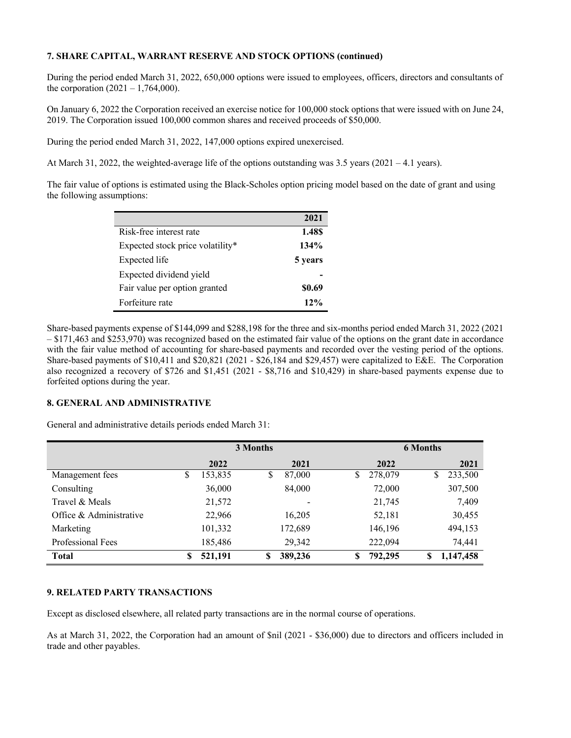**7. SHARE CAPITAL, WARRANT RESERVE AND STOCK OPTIONS (continued)**

During the period ended March 31, 2022, 650,000 options were issued to employees, officers, directors and consultants of the corporation (2021 – 1,764,000).

On January 6, 2022 the Corporation received an exercise notice for 100,000 stock options that were issued with on June 24, 2019. The Corporation issued 100,000 common shares and received proceeds of $50,000.

During the period ended March 31, 2022, 147,000 options expired unexercised.

At March 31, 2022, the weighted-average life of the options outstanding was 3.5 years (2021 – 4.1 years).

The fair value of options is estimated using the Black-Scholes option pricing model based on the date of grant and using the following assumptions:

| | 2021 |
|---|---|
| Risk-free interest rate | 1.48$ |
| Expected stock price volatility* | 134% |
| Expected life | 5 years |
| Expected dividend yield | - |
| Fair value per option granted | $0.69 |
| Forfeiture rate | 12% |

Share-based payments expense of $144,099 and $288,198 for the three and six-months period ended March 31, 2022 (2021 – $171,463 and $253,970) was recognized based on the estimated fair value of the options on the grant date in accordance with the fair value method of accounting for share-based payments and recorded over the vesting period of the options. Share-based payments of $10,411 and $20,821 (2021 - $26,184 and $29,457) were capitalized to E&E. The Corporation also recognized a recovery of $726 and $1,451 (2021 - $8,716 and $10,429) in share-based payments expense due to forfeited options during the year.

**8. GENERAL AND ADMINISTRATIVE**

General and administrative details periods ended March 31:

| | 3 Months | | 6 Months | |
|---|---|---|---|---|
| | 2022 | 2021 | 2022 | 2021 |
| Management fees | $ 153,835 | $ 87,000 | $ 278,079 | $ 233,500 |
| Consulting | 36,000 | 84,000 | 72,000 | 307,500 |
| Travel & Meals | 21,572 | - | 21,745 | 7,409 |
| Office & Administrative | 22,966 | 16,205 | 52,181 | 30,455 |
| Marketing | 101,332 | 172,689 | 146,196 | 494,153 |
| Professional Fees | 185,486 | 29,342 | 222,094 | 74,441 |
| **Total** | **$ 521,191** | **$ 389,236** | **$ 792,295** | **$ 1,147,458** |

**9. RELATED PARTY TRANSACTIONS**

Except as disclosed elsewhere, all related party transactions are in the normal course of operations.

As at March 31, 2022, the Corporation had an amount of $nil (2021 - $36,000) due to directors and officers included in trade and other payables.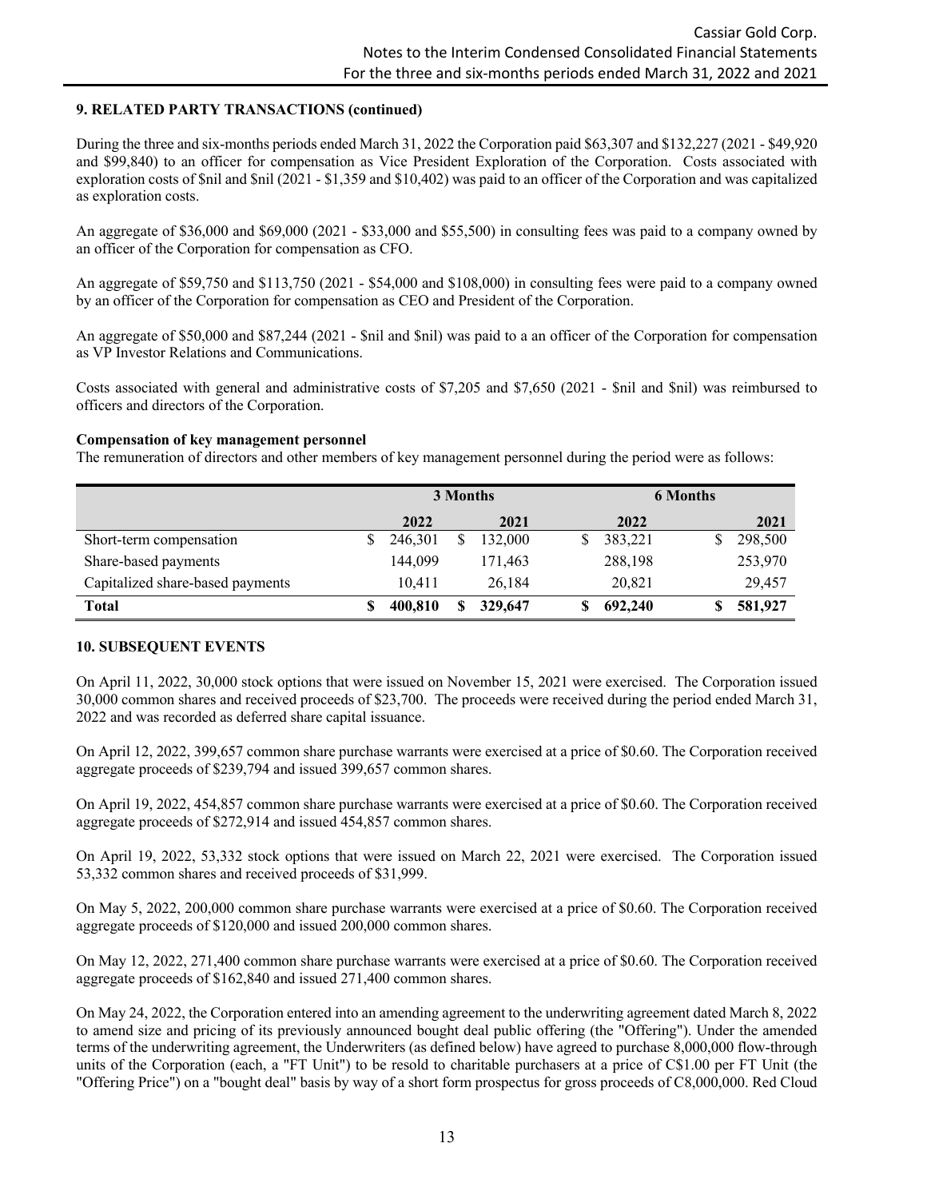## 9. RELATED PARTY TRANSACTIONS (continued)

During the three and six-months periods ended March 31, 2022 the Corporation paid \$63,307 and \$132,227 (2021 - \$49,920 and \$99,840) to an officer for compensation as Vice President Exploration of the Corporation. Costs associated with exploration costs of \$nil and \$nil (2021 - \$1,359 and \$10,402) was paid to an officer of the Corporation and was capitalized as exploration costs.

An aggregate of \$36,000 and \$69,000 (2021 - \$33,000 and \$55,500) in consulting fees was paid to a company owned by an officer of the Corporation for compensation as CFO.

An aggregate of \$59,750 and \$113,750 (2021 - \$54,000 and \$108,000) in consulting fees were paid to a company owned by an officer of the Corporation for compensation as CEO and President of the Corporation.

An aggregate of \$50,000 and \$87,244 (2021 - \$nil and \$nil) was paid to a an officer of the Corporation for compensation as VP Investor Relations and Communications.

Costs associated with general and administrative costs of \$7,205 and \$7,650 (2021 - \$nil and \$nil) was reimbursed to officers and directors of the Corporation.

**Compensation of key management personnel**

The remuneration of directors and other members of key management personnel during the period were as follows:

| | 3 Months | | 6 Months | |
|---|---|---|---|---|
| | 2022 | 2021 | 2022 | 2021 |
| Short-term compensation | \$ 246,301 | \$ 132,000 | \$ 383,221 | \$ 298,500 |
| Share-based payments | 144,099 | 171,463 | 288,198 | 253,970 |
| Capitalized share-based payments | 10,411 | 26,184 | 20,821 | 29,457 |
| **Total** | **\$ 400,810** | **\$ 329,647** | **\$ 692,240** | **\$ 581,927** |

## 10. SUBSEQUENT EVENTS

On April 11, 2022, 30,000 stock options that were issued on November 15, 2021 were exercised. The Corporation issued 30,000 common shares and received proceeds of \$23,700. The proceeds were received during the period ended March 31, 2022 and was recorded as deferred share capital issuance.

On April 12, 2022, 399,657 common share purchase warrants were exercised at a price of \$0.60. The Corporation received aggregate proceeds of \$239,794 and issued 399,657 common shares.

On April 19, 2022, 454,857 common share purchase warrants were exercised at a price of \$0.60. The Corporation received aggregate proceeds of \$272,914 and issued 454,857 common shares.

On April 19, 2022, 53,332 stock options that were issued on March 22, 2021 were exercised. The Corporation issued 53,332 common shares and received proceeds of \$31,999.

On May 5, 2022, 200,000 common share purchase warrants were exercised at a price of \$0.60. The Corporation received aggregate proceeds of \$120,000 and issued 200,000 common shares.

On May 12, 2022, 271,400 common share purchase warrants were exercised at a price of \$0.60. The Corporation received aggregate proceeds of \$162,840 and issued 271,400 common shares.

On May 24, 2022, the Corporation entered into an amending agreement to the underwriting agreement dated March 8, 2022 to amend size and pricing of its previously announced bought deal public offering (the "Offering"). Under the amended terms of the underwriting agreement, the Underwriters (as defined below) have agreed to purchase 8,000,000 flow-through units of the Corporation (each, a "FT Unit") to be resold to charitable purchasers at a price of C\$1.00 per FT Unit (the "Offering Price") on a "bought deal" basis by way of a short form prospectus for gross proceeds of C\$8,000,000. Red Cloud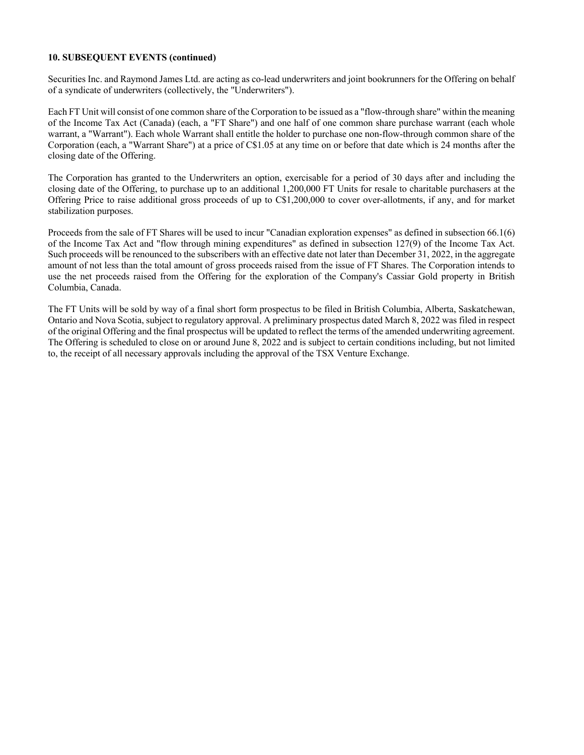**10. SUBSEQUENT EVENTS (continued)**

Securities Inc. and Raymond James Ltd. are acting as co-lead underwriters and joint bookrunners for the Offering on behalf of a syndicate of underwriters (collectively, the "Underwriters").

Each FT Unit will consist of one common share of the Corporation to be issued as a "flow-through share" within the meaning of the Income Tax Act (Canada) (each, a "FT Share") and one half of one common share purchase warrant (each whole warrant, a "Warrant"). Each whole Warrant shall entitle the holder to purchase one non-flow-through common share of the Corporation (each, a "Warrant Share") at a price of C$1.05 at any time on or before that date which is 24 months after the closing date of the Offering.

The Corporation has granted to the Underwriters an option, exercisable for a period of 30 days after and including the closing date of the Offering, to purchase up to an additional 1,200,000 FT Units for resale to charitable purchasers at the Offering Price to raise additional gross proceeds of up to C$1,200,000 to cover over-allotments, if any, and for market stabilization purposes.

Proceeds from the sale of FT Shares will be used to incur "Canadian exploration expenses" as defined in subsection 66.1(6) of the Income Tax Act and "flow through mining expenditures" as defined in subsection 127(9) of the Income Tax Act. Such proceeds will be renounced to the subscribers with an effective date not later than December 31, 2022, in the aggregate amount of not less than the total amount of gross proceeds raised from the issue of FT Shares. The Corporation intends to use the net proceeds raised from the Offering for the exploration of the Company's Cassiar Gold property in British Columbia, Canada.

The FT Units will be sold by way of a final short form prospectus to be filed in British Columbia, Alberta, Saskatchewan, Ontario and Nova Scotia, subject to regulatory approval. A preliminary prospectus dated March 8, 2022 was filed in respect of the original Offering and the final prospectus will be updated to reflect the terms of the amended underwriting agreement. The Offering is scheduled to close on or around June 8, 2022 and is subject to certain conditions including, but not limited to, the receipt of all necessary approvals including the approval of the TSX Venture Exchange.